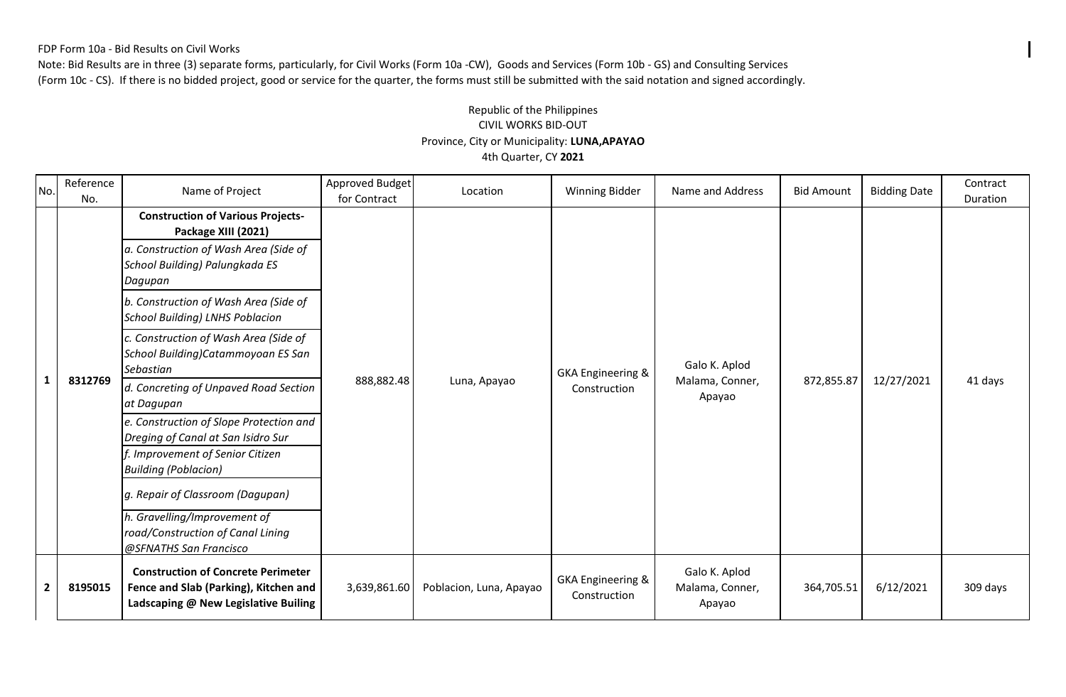FDP Form 10a - Bid Results on Civil Works

Note: Bid Results are in three (3) separate forms, particularly, for Civil Works (Form 10a -CW), Goods and Services (Form 10b - GS) and Consulting Services (Form 10c - CS). If there is no bidded project, good or service for the quarter, the forms must still be submitted with the said notation and signed accordingly.

Republic of the Philippines
CIVIL WORKS BID-OUT
Province, City or Municipality: **LUNA,APAYAO**
4th Quarter, CY **2021**

| No. | Reference No. | Name of Project | Approved Budget for Contract | Location | Winning Bidder | Name and Address | Bid Amount | Bidding Date | Contract Duration |
|---|---|---|---|---|---|---|---|---|---|
| **1** | **8312769** | **Construction of Various Projects-Package XIII (2021)**<br>*a. Construction of Wash Area (Side of School Building) Palungkada ES Dagupan*<br>*b. Construction of Wash Area (Side of School Building) LNHS Poblacion*<br>*c. Construction of Wash Area (Side of School Building)Catammoyoan ES San Sebastian*<br>*d. Concreting of Unpaved Road Section at Dagupan*<br>*e. Construction of Slope Protection and Dreging of Canal at San Isidro Sur*<br>*f. Improvement of Senior Citizen Building (Poblacion)*<br>*g. Repair of Classroom (Dagupan)*<br>*h. Gravelling/Improvement of road/Construction of Canal Lining @SFNATHS San Francisco* | 888,882.48 | Luna, Apayao | GKA Engineering & Construction | Galo K. Aplod Malama, Conner, Apayao | 872,855.87 | 12/27/2021 | 41 days |
| **2** | **8195015** | **Construction of Concrete Perimeter Fence and Slab (Parking), Kitchen and Ladscaping @ New Legislative Builing** | 3,639,861.60 | Poblacion, Luna, Apayao | GKA Engineering & Construction | Galo K. Aplod Malama, Conner, Apayao | 364,705.51 | 6/12/2021 | 309 days |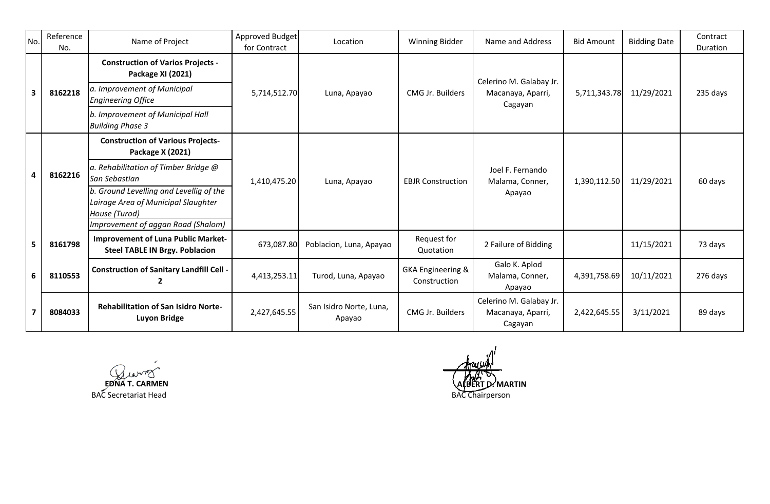| No. | Reference No. | Name of Project | Approved Budget for Contract | Location | Winning Bidder | Name and Address | Bid Amount | Bidding Date | Contract Duration |
|---|---|---|---|---|---|---|---|---|---|
| 3 | 8162218 | **Construction of Varios Projects - Package XI (2021)**<br>*a. Improvement of Municipal Engineering Office*<br>*b. Improvement of Municipal Hall Building Phase 3* | 5,714,512.70 | Luna, Apayao | CMG Jr. Builders | Celerino M. Galabay Jr. Macanaya, Aparri, Cagayan | 5,711,343.78 | 11/29/2021 | 235 days |
| 4 | 8162216 | **Construction of Various Projects- Package X (2021)**<br>*a. Rehabilitation of Timber Bridge @ San Sebastian*<br>*b. Ground Levelling and Levellig of the Lairage Area of Municipal Slaughter House (Turod)*<br>*Improvement of aggan Road (Shalom)* | 1,410,475.20 | Luna, Apayao | EBJR Construction | Joel F. Fernando Malama, Conner, Apayao | 1,390,112.50 | 11/29/2021 | 60 days |
| 5 | 8161798 | **Improvement of Luna Public Market- Steel TABLE IN Brgy. Poblacion** | 673,087.80 | Poblacion, Luna, Apayao | Request for Quotation | 2 Failure of Bidding | | 11/15/2021 | 73 days |
| 6 | 8110553 | **Construction of Sanitary Landfill Cell - 2** | 4,413,253.11 | Turod, Luna, Apayao | GKA Engineering & Construction | Galo K. Aplod Malama, Conner, Apayao | 4,391,758.69 | 10/11/2021 | 276 days |
| 7 | 8084033 | **Rehabilitation of San Isidro Norte- Luyon Bridge** | 2,427,645.55 | San Isidro Norte, Luna, Apayao | CMG Jr. Builders | Celerino M. Galabay Jr. Macanaya, Aparri, Cagayan | 2,422,645.55 | 3/11/2021 | 89 days |

**EDNA T. CARMEN**
BAC Secretariat Head

**ALBERT D. MARTIN**
BAC Chairperson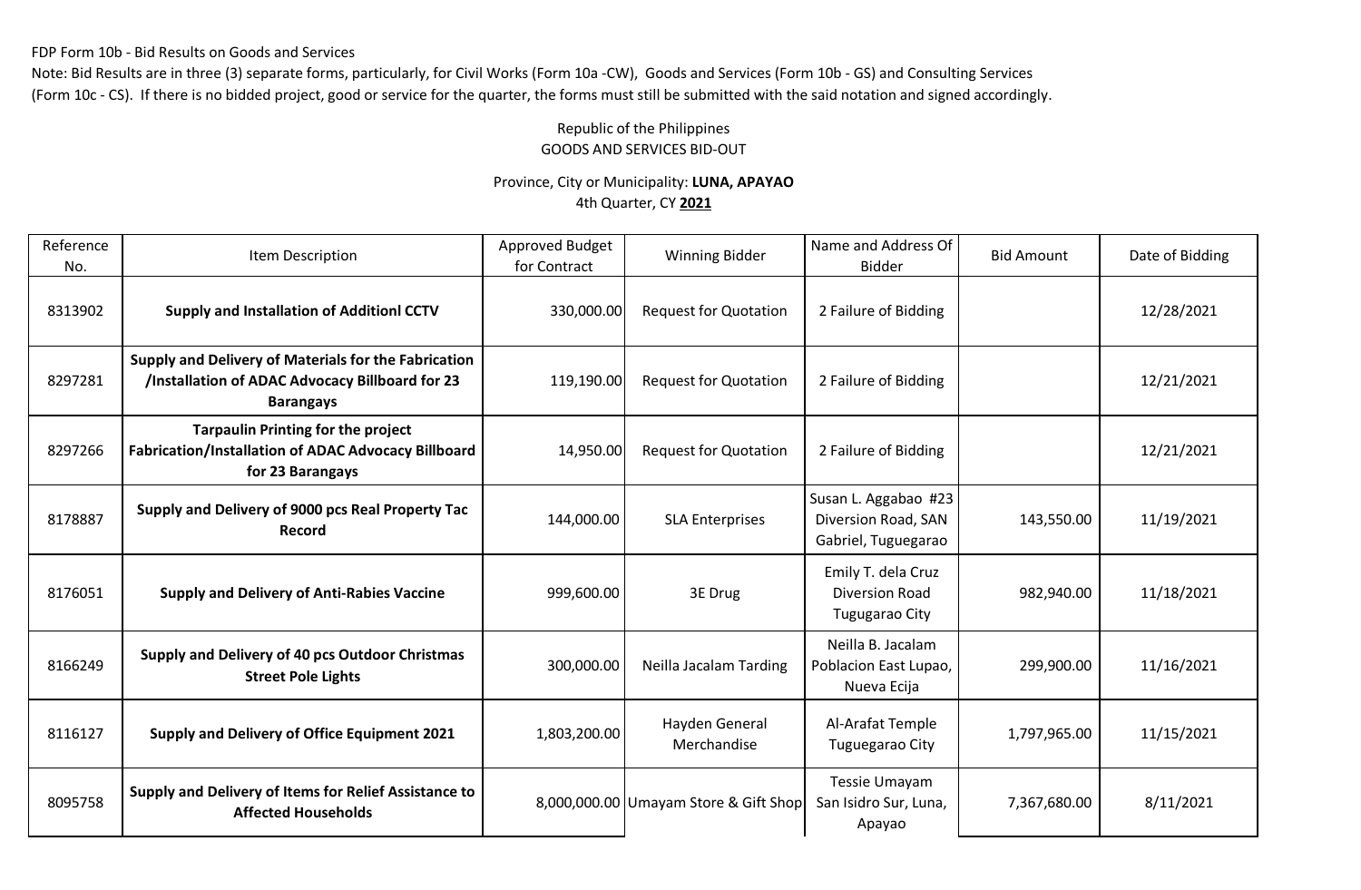FDP Form 10b - Bid Results on Goods and Services

Note: Bid Results are in three (3) separate forms, particularly, for Civil Works (Form 10a -CW), Goods and Services (Form 10b - GS) and Consulting Services (Form 10c - CS). If there is no bidded project, good or service for the quarter, the forms must still be submitted with the said notation and signed accordingly.

Republic of the Philippines
GOODS AND SERVICES BID-OUT

Province, City or Municipality: **LUNA, APAYAO**
4th Quarter, CY **2021**

| Reference No. | Item Description | Approved Budget for Contract | Winning Bidder | Name and Address Of Bidder | Bid Amount | Date of Bidding |
|---|---|---|---|---|---|---|
| 8313902 | **Supply and Installation of Additionl CCTV** | 330,000.00 | Request for Quotation | 2 Failure of Bidding | | 12/28/2021 |
| 8297281 | **Supply and Delivery of Materials for the Fabrication /Installation of ADAC Advocacy Billboard for 23 Barangays** | 119,190.00 | Request for Quotation | 2 Failure of Bidding | | 12/21/2021 |
| 8297266 | **Tarpaulin Printing for the project Fabrication/Installation of ADAC Advocacy Billboard for 23 Barangays** | 14,950.00 | Request for Quotation | 2 Failure of Bidding | | 12/21/2021 |
| 8178887 | **Supply and Delivery of 9000 pcs Real Property Tac Record** | 144,000.00 | SLA Enterprises | Susan L. Aggabao #23 Diversion Road, SAN Gabriel, Tuguegarao | 143,550.00 | 11/19/2021 |
| 8176051 | **Supply and Delivery of Anti-Rabies Vaccine** | 999,600.00 | 3E Drug | Emily T. dela Cruz Diversion Road Tugugarao City | 982,940.00 | 11/18/2021 |
| 8166249 | **Supply and Delivery of 40 pcs Outdoor Christmas Street Pole Lights** | 300,000.00 | Neilla Jacalam Tarding | Neilla B. Jacalam Poblacion East Lupao, Nueva Ecija | 299,900.00 | 11/16/2021 |
| 8116127 | **Supply and Delivery of Office Equipment 2021** | 1,803,200.00 | Hayden General Merchandise | Al-Arafat Temple Tuguegarao City | 1,797,965.00 | 11/15/2021 |
| 8095758 | **Supply and Delivery of Items for Relief Assistance to Affected Households** | 8,000,000.00 | Umayam Store & Gift Shop | Tessie Umayam San Isidro Sur, Luna, Apayao | 7,367,680.00 | 8/11/2021 |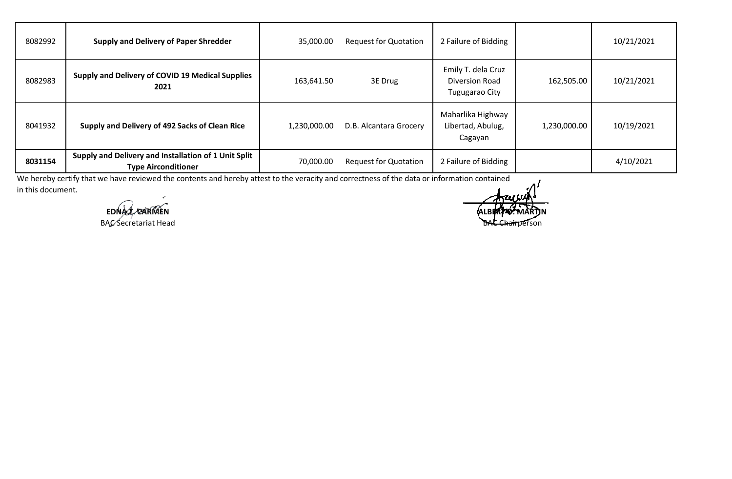| | | | | | | |
|---|---|---|---|---|---|---|
| 8082992 | **Supply and Delivery of Paper Shredder** | 35,000.00 | Request for Quotation | 2 Failure of Bidding | | 10/21/2021 |
| 8082983 | **Supply and Delivery of COVID 19 Medical Supplies 2021** | 163,641.50 | 3E Drug | Emily T. dela Cruz Diversion Road Tugugarao City | 162,505.00 | 10/21/2021 |
| 8041932 | **Supply and Delivery of 492 Sacks of Clean Rice** | 1,230,000.00 | D.B. Alcantara Grocery | Maharlika Highway Libertad, Abulug, Cagayan | 1,230,000.00 | 10/19/2021 |
| **8031154** | **Supply and Delivery and Installation of 1 Unit Split Type Airconditioner** | 70,000.00 | Request for Quotation | 2 Failure of Bidding | | 4/10/2021 |

We hereby certify that we have reviewed the contents and hereby attest to the veracity and correctness of the data or information contained in this document.

**EDNA T. CARMEN**
BAC Secretariat Head

**ALBERTO T. MARTIN**
BAC Chairperson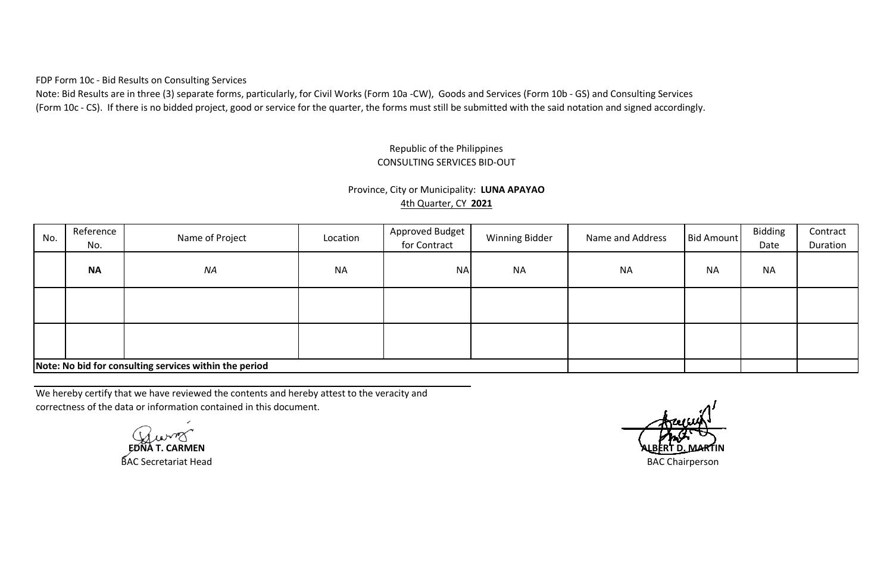FDP Form 10c - Bid Results on Consulting Services

Note: Bid Results are in three (3) separate forms, particularly, for Civil Works (Form 10a -CW), Goods and Services (Form 10b - GS) and Consulting Services (Form 10c - CS). If there is no bidded project, good or service for the quarter, the forms must still be submitted with the said notation and signed accordingly.

Republic of the Philippines

CONSULTING SERVICES BID-OUT

Province, City or Municipality: **LUNA APAYAO**

4th Quarter, CY **2021**

| No. | Reference No. | Name of Project | Location | Approved Budget for Contract | Winning Bidder | Name and Address | Bid Amount | Bidding Date | Contract Duration |
|---|---|---|---|---|---|---|---|---|---|
| | **NA** | *NA* | NA | NA | NA | NA | NA | NA | |
| | | | | | | | | | |
| | | | | | | | | | |
| **Note: No bid for consulting services within the period** | | | | | | | | | |

We hereby certify that we have reviewed the contents and hereby attest to the veracity and correctness of the data or information contained in this document.

**EDNA T. CARMEN**
BAC Secretariat Head

**ALBERT D. MARTIN**
BAC Chairperson